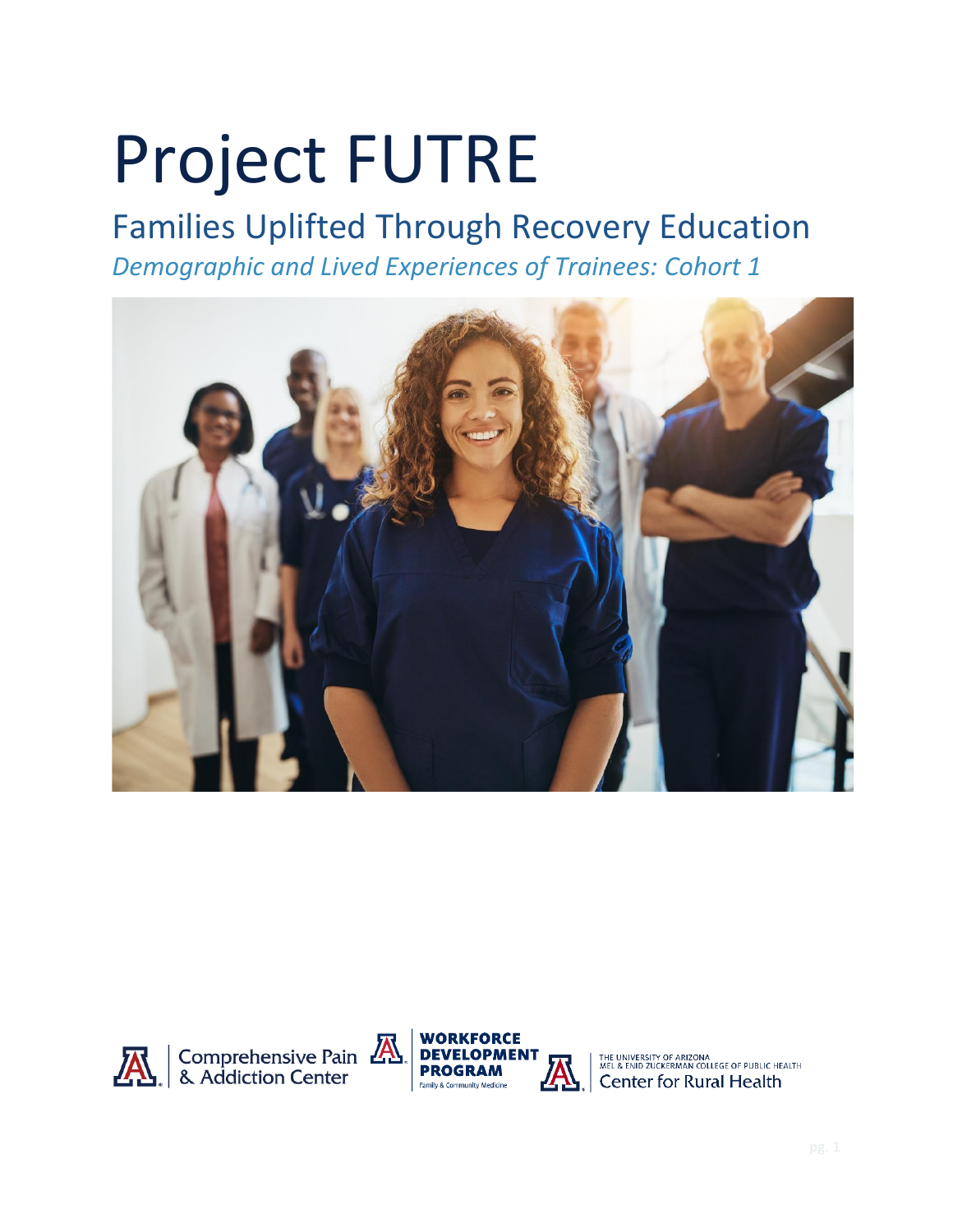# Project FUTRE

## Families Uplifted Through Recovery Education

*Demographic and Lived Experiences of Trainees: Cohort 1*

Comprehensive Pain & Addiction Center

WORKFORCE DEVELOPMENT PROGRAM
Family & Community Medicine

THE UNIVERSITY OF ARIZONA
MEL & ENID ZUCKERMAN COLLEGE OF PUBLIC HEALTH
Center for Rural Health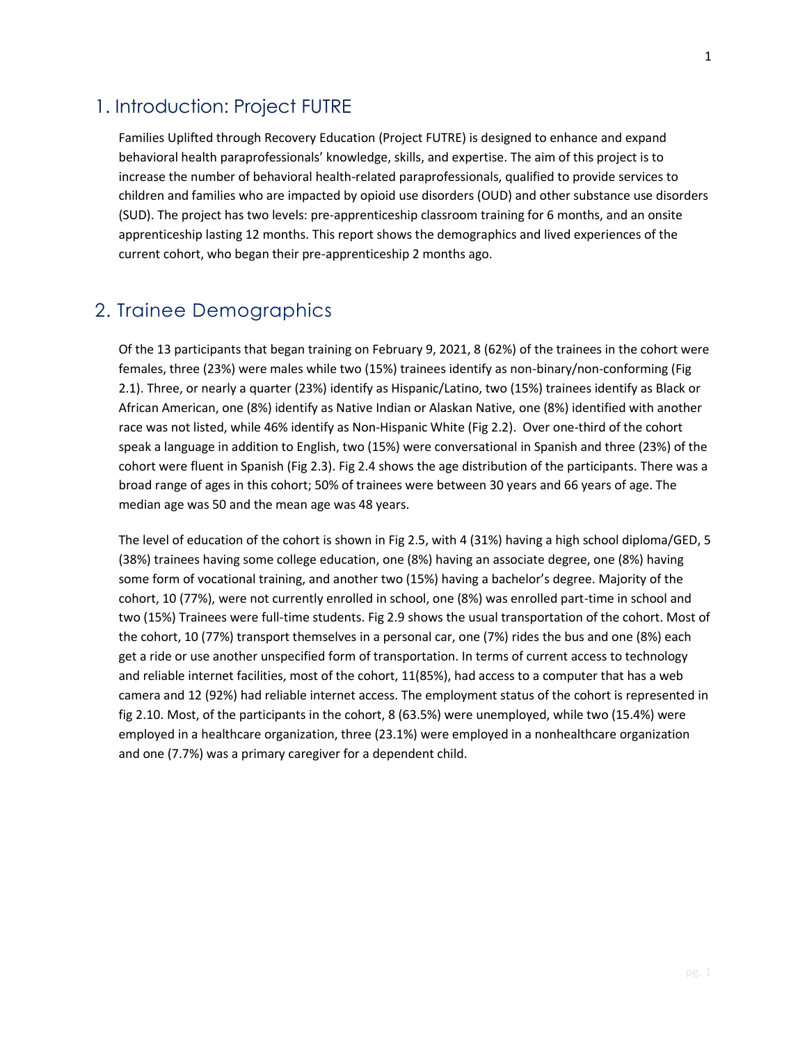# 1. Introduction: Project FUTRE

Families Uplifted through Recovery Education (Project FUTRE) is designed to enhance and expand behavioral health paraprofessionals' knowledge, skills, and expertise. The aim of this project is to increase the number of behavioral health-related paraprofessionals, qualified to provide services to children and families who are impacted by opioid use disorders (OUD) and other substance use disorders (SUD). The project has two levels: pre-apprenticeship classroom training for 6 months, and an onsite apprenticeship lasting 12 months. This report shows the demographics and lived experiences of the current cohort, who began their pre-apprenticeship 2 months ago.

# 2. Trainee Demographics

Of the 13 participants that began training on February 9, 2021, 8 (62%) of the trainees in the cohort were females, three (23%) were males while two (15%) trainees identify as non-binary/non-conforming (Fig 2.1). Three, or nearly a quarter (23%) identify as Hispanic/Latino, two (15%) trainees identify as Black or African American, one (8%) identify as Native Indian or Alaskan Native, one (8%) identified with another race was not listed, while 46% identify as Non-Hispanic White (Fig 2.2). Over one-third of the cohort speak a language in addition to English, two (15%) were conversational in Spanish and three (23%) of the cohort were fluent in Spanish (Fig 2.3). Fig 2.4 shows the age distribution of the participants. There was a broad range of ages in this cohort; 50% of trainees were between 30 years and 66 years of age. The median age was 50 and the mean age was 48 years.

The level of education of the cohort is shown in Fig 2.5, with 4 (31%) having a high school diploma/GED, 5 (38%) trainees having some college education, one (8%) having an associate degree, one (8%) having some form of vocational training, and another two (15%) having a bachelor's degree. Majority of the cohort, 10 (77%), were not currently enrolled in school, one (8%) was enrolled part-time in school and two (15%) Trainees were full-time students. Fig 2.9 shows the usual transportation of the cohort. Most of the cohort, 10 (77%) transport themselves in a personal car, one (7%) rides the bus and one (8%) each get a ride or use another unspecified form of transportation. In terms of current access to technology and reliable internet facilities, most of the cohort, 11(85%), had access to a computer that has a web camera and 12 (92%) had reliable internet access. The employment status of the cohort is represented in fig 2.10. Most, of the participants in the cohort, 8 (63.5%) were unemployed, while two (15.4%) were employed in a healthcare organization, three (23.1%) were employed in a nonhealthcare organization and one (7.7%) was a primary caregiver for a dependent child.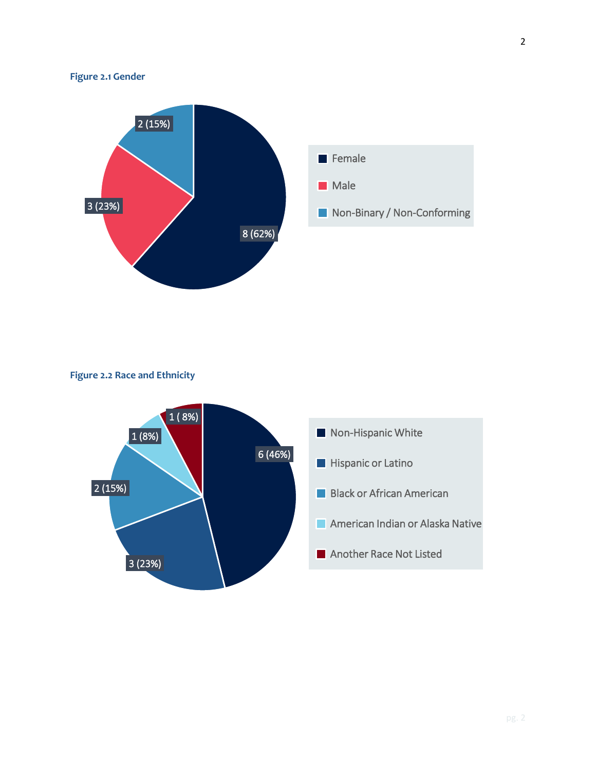**Figure 2.1 Gender**

| Gender | Count (%) |
| --- | --- |
| Female | 8 (62%) |
| Male | 3 (23%) |
| Non-Binary / Non-Conforming | 2 (15%) |

**Figure 2.2 Race and Ethnicity**

| Race and Ethnicity | Count (%) |
| --- | --- |
| Non-Hispanic White | 6 (46%) |
| Hispanic or Latino | 3 (23%) |
| Black or African American | 2 (15%) |
| American Indian or Alaska Native | 1 (8%) |
| Another Race Not Listed | 1 ( 8%) |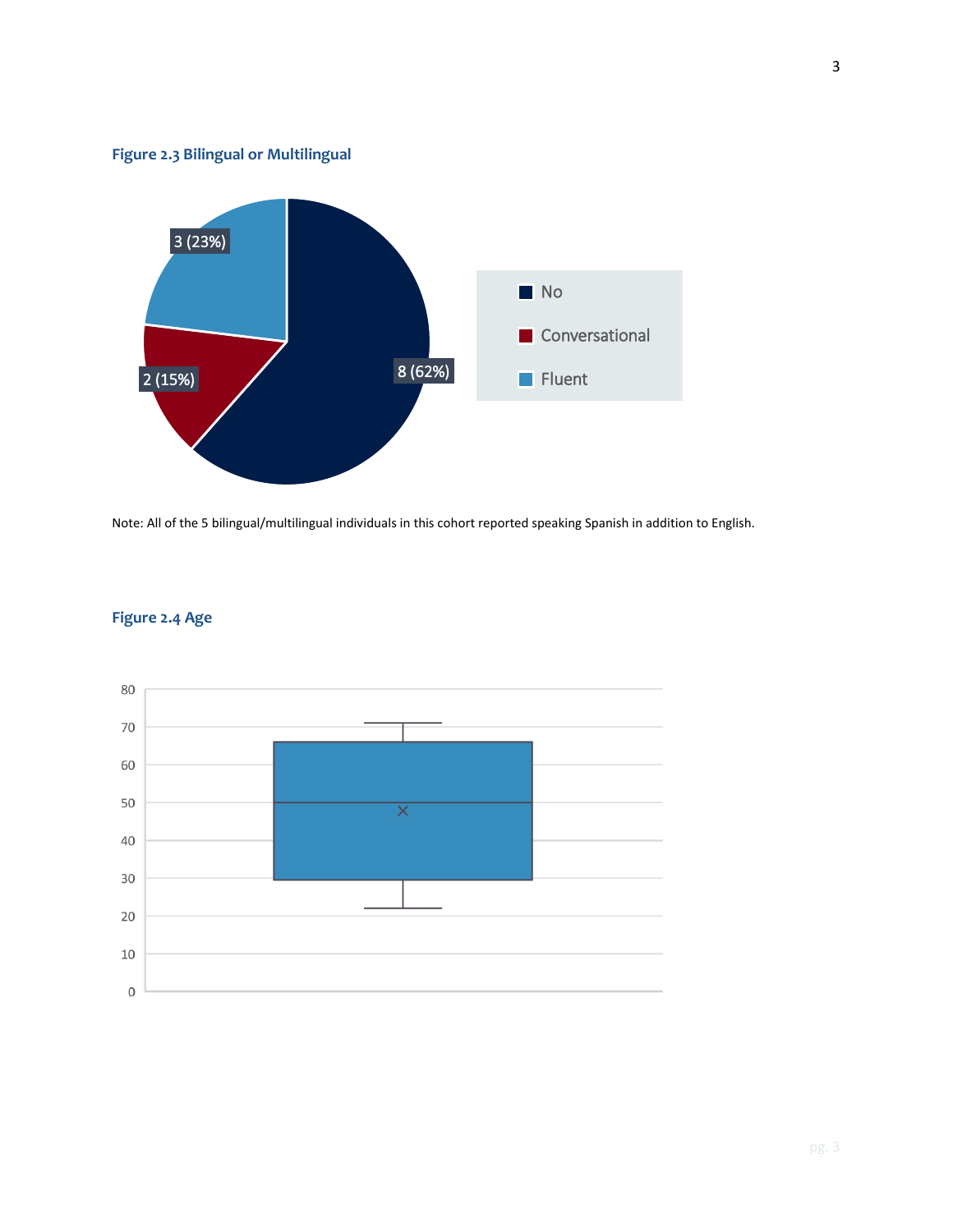**Figure 2.3 Bilingual or Multilingual**

Note: All of the 5 bilingual/multilingual individuals in this cohort reported speaking Spanish in addition to English.

**Figure 2.4 Age**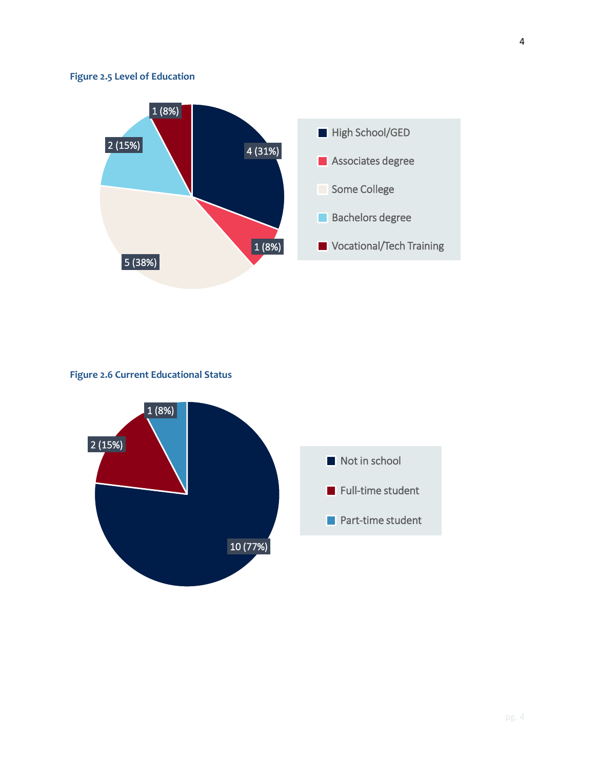**Figure 2.5 Level of Education**

| Level of Education | Count (%) |
| --- | --- |
| High School/GED | 4 (31%) |
| Associates degree | 1 (8%) |
| Some College | 5 (38%) |
| Bachelors degree | 2 (15%) |
| Vocational/Tech Training | 1 (8%) |

**Figure 2.6 Current Educational Status**

| Current Educational Status | Count (%) |
| --- | --- |
| Not in school | 10 (77%) |
| Full-time student | 2 (15%) |
| Part-time student | 1 (8%) |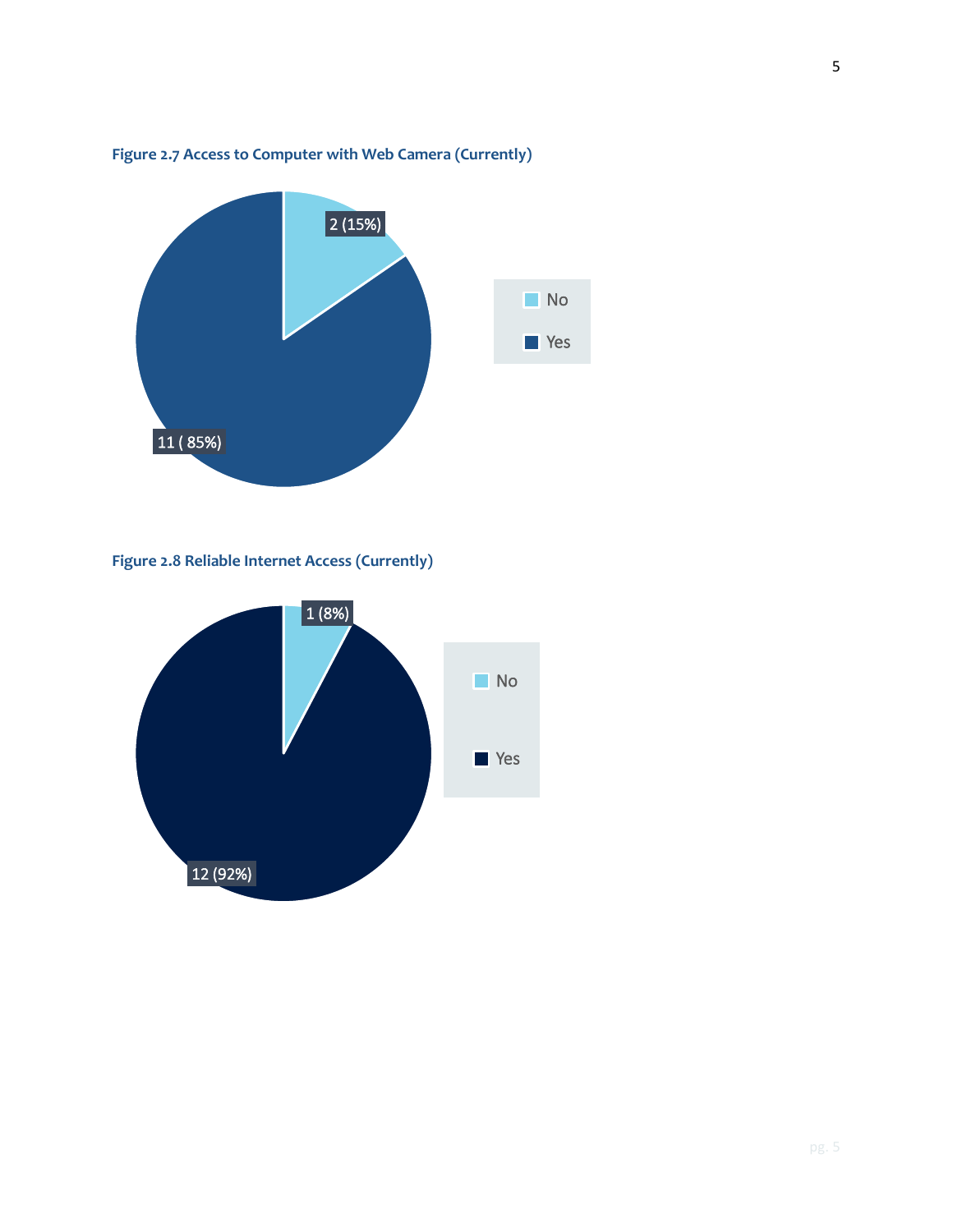**Figure 2.7 Access to Computer with Web Camera (Currently)**

| Response | Count (%) |
|---|---|
| No | 2 (15%) |
| Yes | 11 ( 85%) |

**Figure 2.8 Reliable Internet Access (Currently)**

| Response | Count (%) |
|---|---|
| No | 1 (8%) |
| Yes | 12 (92%) |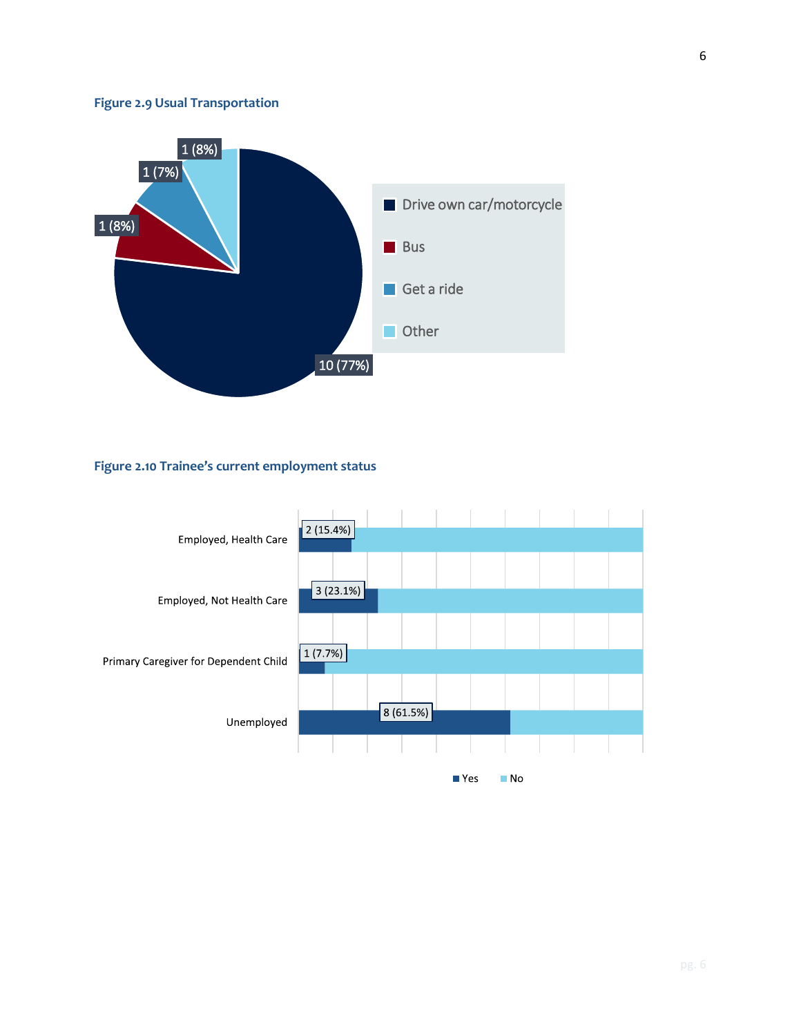**Figure 2.9 Usual Transportation**

| Usual Transportation | Count (%) |
|---|---|
| Drive own car/motorcycle | 10 (77%) |
| Bus | 1 (8%) |
| Get a ride | 1 (7%) |
| Other | 1 (8%) |

**Figure 2.10 Trainee's current employment status**

| Employment status | Yes |
|---|---|
| Employed, Health Care | 2 (15.4%) |
| Employed, Not Health Care | 3 (23.1%) |
| Primary Caregiver for Dependent Child | 1 (7.7%) |
| Unemployed | 8 (61.5%) |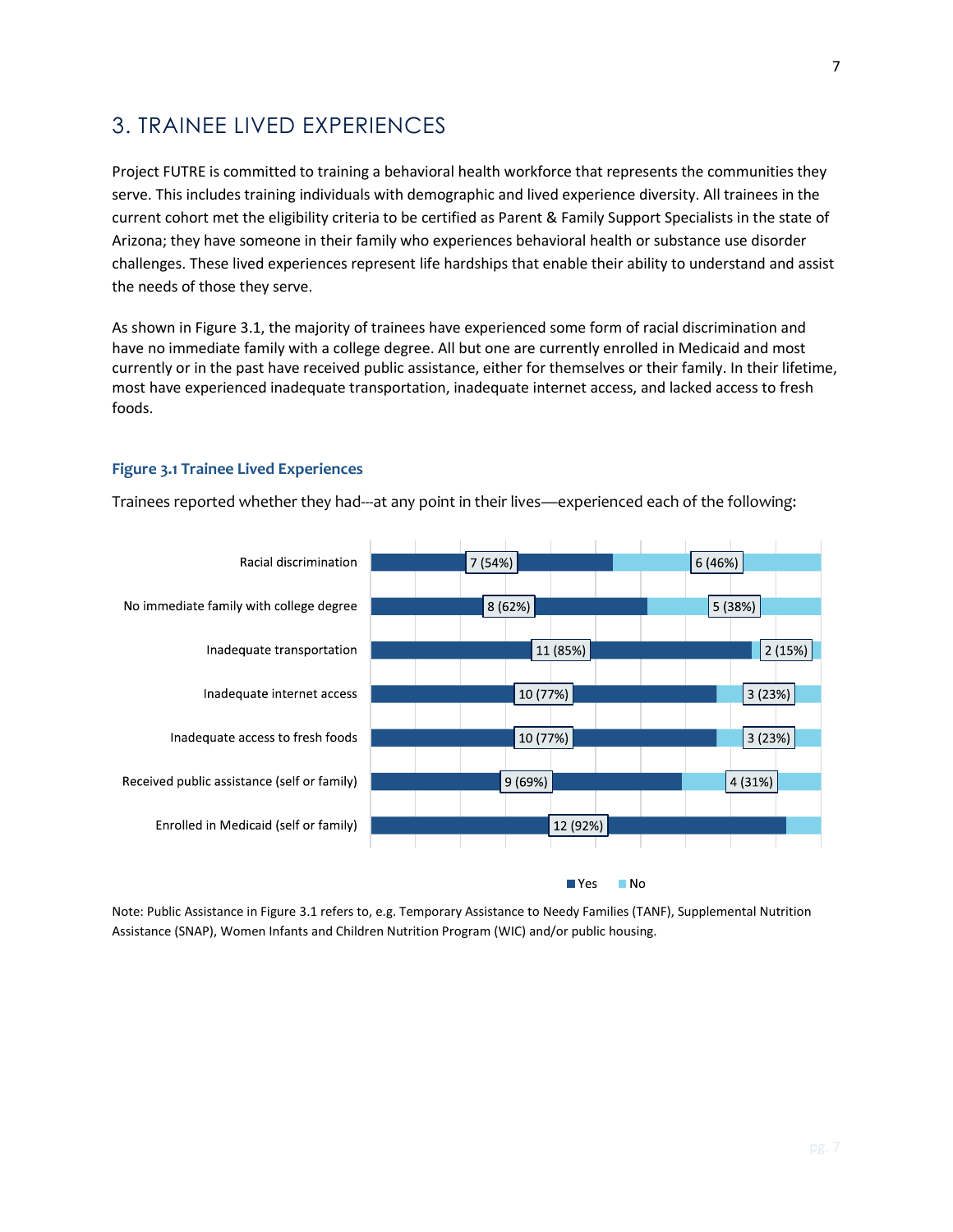## 3. TRAINEE LIVED EXPERIENCES

Project FUTRE is committed to training a behavioral health workforce that represents the communities they serve. This includes training individuals with demographic and lived experience diversity. All trainees in the current cohort met the eligibility criteria to be certified as Parent & Family Support Specialists in the state of Arizona; they have someone in their family who experiences behavioral health or substance use disorder challenges. These lived experiences represent life hardships that enable their ability to understand and assist the needs of those they serve.

As shown in Figure 3.1, the majority of trainees have experienced some form of racial discrimination and have no immediate family with a college degree. All but one are currently enrolled in Medicaid and most currently or in the past have received public assistance, either for themselves or their family. In their lifetime, most have experienced inadequate transportation, inadequate internet access, and lacked access to fresh foods.

### Figure 3.1 Trainee Lived Experiences

Trainees reported whether they had---at any point in their lives—experienced each of the following:

| Experience | Yes | No |
|---|---|---|
| Racial discrimination | 7 (54%) | 6 (46%) |
| No immediate family with college degree | 8 (62%) | 5 (38%) |
| Inadequate transportation | 11 (85%) | 2 (15%) |
| Inadequate internet access | 10 (77%) | 3 (23%) |
| Inadequate access to fresh foods | 10 (77%) | 3 (23%) |
| Received public assistance (self or family) | 9 (69%) | 4 (31%) |
| Enrolled in Medicaid (self or family) | 12 (92%) | |

Note: Public Assistance in Figure 3.1 refers to, e.g. Temporary Assistance to Needy Families (TANF), Supplemental Nutrition Assistance (SNAP), Women Infants and Children Nutrition Program (WIC) and/or public housing.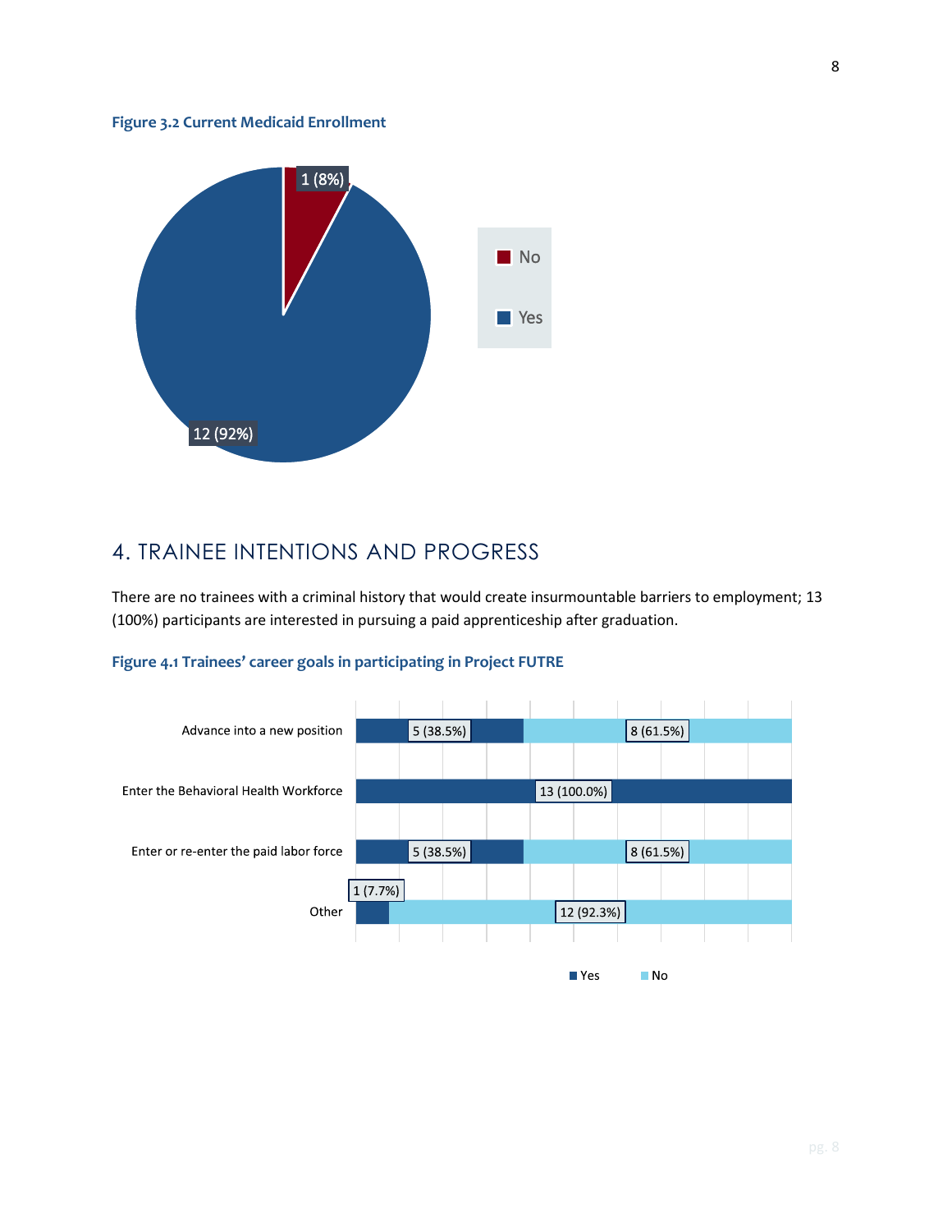**Figure 3.2 Current Medicaid Enrollment**

| Response | Count (%) |
|---|---|
| No | 1 (8%) |
| Yes | 12 (92%) |

## 4. TRAINEE INTENTIONS AND PROGRESS

There are no trainees with a criminal history that would create insurmountable barriers to employment; 13 (100%) participants are interested in pursuing a paid apprenticeship after graduation.

**Figure 4.1 Trainees' career goals in participating in Project FUTRE**

| Career goal | Yes | No |
|---|---|---|
| Advance into a new position | 5 (38.5%) | 8 (61.5%) |
| Enter the Behavioral Health Workforce | 13 (100.0%) | |
| Enter or re-enter the paid labor force | 5 (38.5%) | 8 (61.5%) |
| Other | 1 (7.7%) | 12 (92.3%) |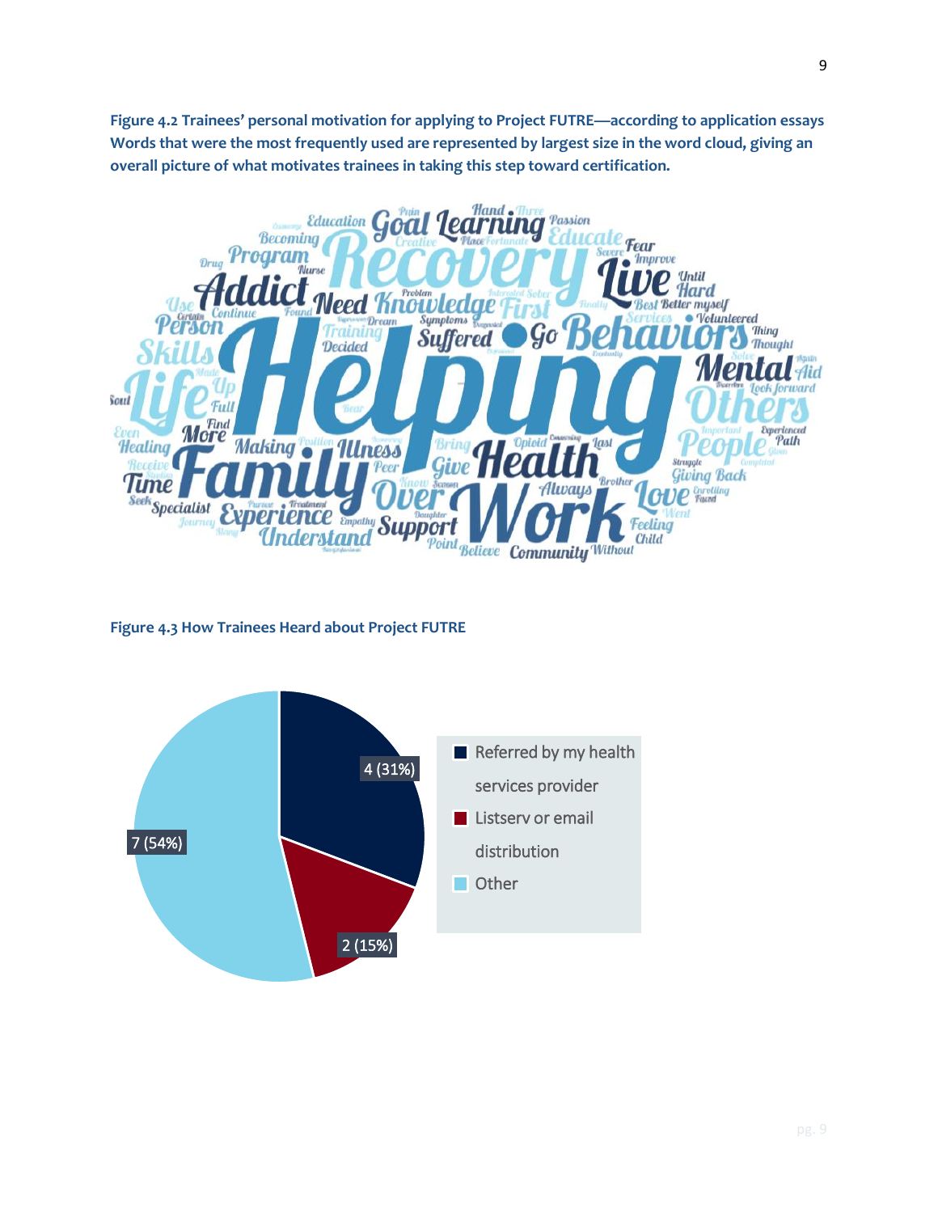**Figure 4.2 Trainees' personal motivation for applying to Project FUTRE—according to application essays Words that were the most frequently used are represented by largest size in the word cloud, giving an overall picture of what motivates trainees in taking this step toward certification.**

**Figure 4.3 How Trainees Heard about Project FUTRE**

| Source | Count (%) |
| --- | --- |
| Referred by my health services provider | 4 (31%) |
| Listserv or email distribution | 2 (15%) |
| Other | 7 (54%) |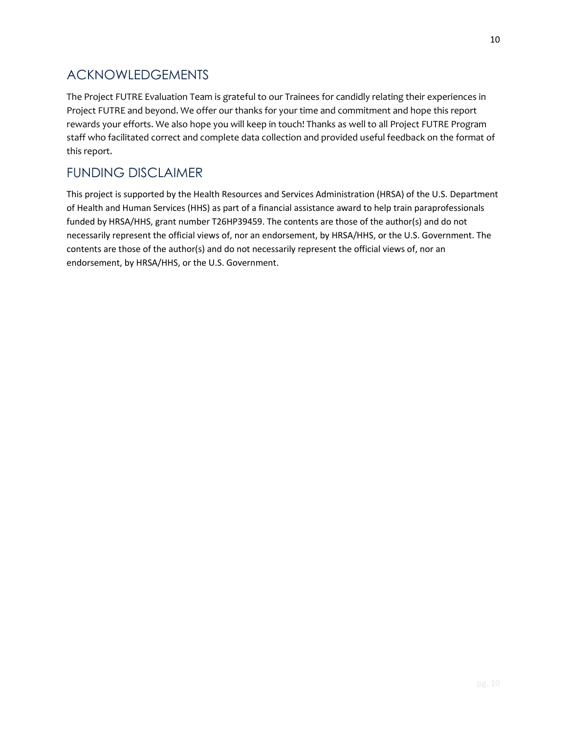## ACKNOWLEDGEMENTS

The Project FUTRE Evaluation Team is grateful to our Trainees for candidly relating their experiences in Project FUTRE and beyond. We offer our thanks for your time and commitment and hope this report rewards your efforts. We also hope you will keep in touch! Thanks as well to all Project FUTRE Program staff who facilitated correct and complete data collection and provided useful feedback on the format of this report.

## FUNDING DISCLAIMER

This project is supported by the Health Resources and Services Administration (HRSA) of the U.S. Department of Health and Human Services (HHS) as part of a financial assistance award to help train paraprofessionals funded by HRSA/HHS, grant number T26HP39459. The contents are those of the author(s) and do not necessarily represent the official views of, nor an endorsement, by HRSA/HHS, or the U.S. Government. The contents are those of the author(s) and do not necessarily represent the official views of, nor an endorsement, by HRSA/HHS, or the U.S. Government.